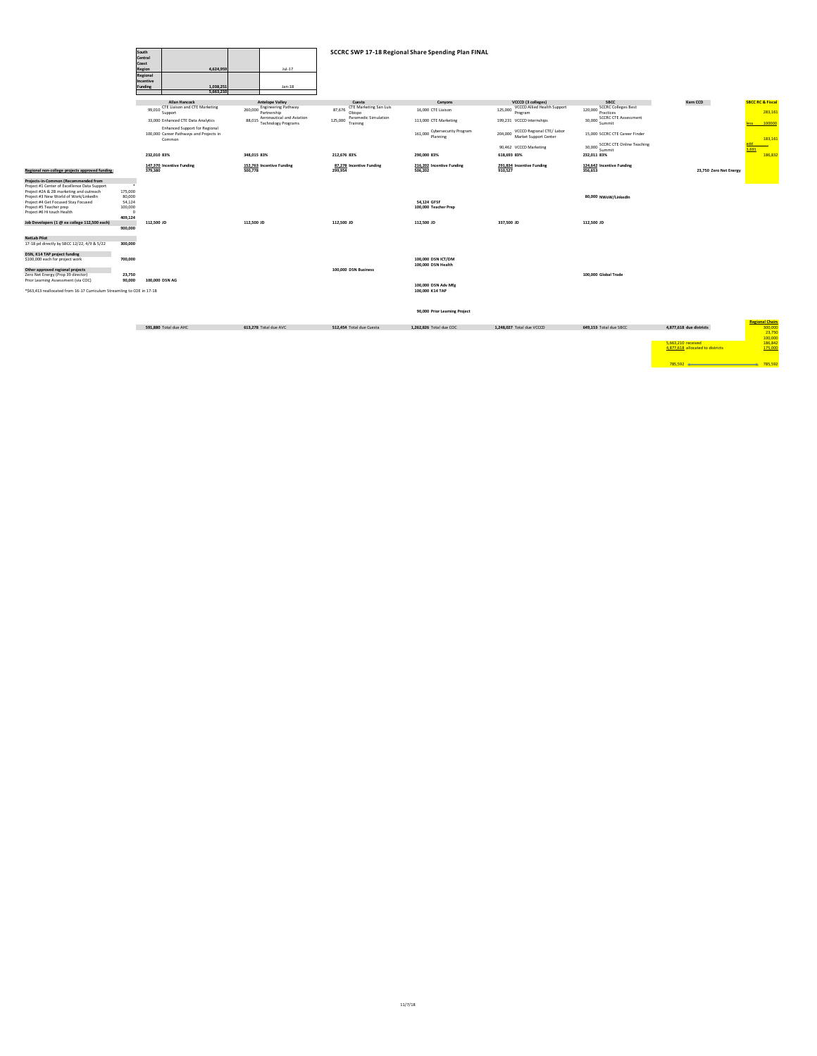# SCCRC SWP 17-18 Regional Share Spending Plan FINAL

| | | |
|---|---|---|
| South Central Coast Region | 4,624,959 | Jul-17 |
| Regional Incentive Funding | 1,038,251 | Jan-18 |
| | 5,663,210 | |

| | | Allan Hancock | Antelope Valley | Cuesta | Canyons | VCCCD (3 colleges) | SBCC | Kern CCD | SBCC RC & Fiscal |
|---|---|---|---|---|---|---|---|---|---|
| | | 99,010 CTE Liaison and CTE Marketing Support | 260,000 Engineering Pathway Partnership | 87,676 CTE Marketing San Luis Obispo | 16,000 CTE Liaison | 125,000 VCCCD Allied Health Support Program | 120,000 SCCRC Colleges Best Practices | | 283,161 |
| | | 33,000 Enhanced CTE Data Analytics | 88,015 Aeronautical and Aviation Technology Programs | 125,000 Paramedic Simulation Training | 113,000 CTE Marketing | 199,231 VCCCD Internships | 30,000 SCCRC CTE Assessment Summit | | less 100000 |
| | | 100,000 Enhanced Support for Regional Career Pathways and Projects in Common | | | 161,000 Cybersecurity Program Planning | 204,000 VCCCD Regional CTE/ Labor Market Support Center | 15,000 SCCRC CTE Career Finder | | 183,161 |
| | | | | | | 90,462 VCCCD Marketing | 30,000 SCCRC CTE Online Teaching Summit | | add 3,691 |
| | | 232,010 83% | 348,015 83% | 212,676 83% | 290,000 83% | 618,693 83% | 232,011 83% | | 186,832 |
| | | 147,370 Incentive Funding | 152,763 Incentive Funding | 87,278 Incentive Funding | 216,202 Incentive Funding | 291,834 Incentive Funding | 124,642 Incentive Funding | | |
| **Regional non-college projects approved funding:** | | 379,380 | 500,778 | 299,954 | 506,202 | 910,527 | 356,653 | 23,750 Zero Net Energy | |
| **Projects-in-Common (Recommended from** | | | | | | | | | |
| Project #1 Center of Excellence Data Support | * | | | | | | | | |
| Project #2A & 2B marketing and outreach | 175,000 | | | | | | | | |
| Project #3 New World of Work/LinkedIn | 80,000 | | | | | | 80,000 NWoW/LinkedIn | | |
| Project #4 Get Focused Stay Focused | 54,124 | | | | 54,124 GFSF | | | | |
| Project #5 Teacher prep | 100,000 | | | | 100,000 Teacher Prep | | | | |
| Project #6 Hi touch Health | 0 | | | | | | | | |
| | 409,124 | | | | | | | | |
| **Job Developers (1 @ ea college 112,500 each)** | | 112,500 JD | 112,500 JD | 112,500 JD | 112,500 JD | 337,500 JD | 112,500 JD | | |
| | 900,000 | | | | | | | | |
| **NetLab Pilot** | | | | | | | | | |
| 17-18 pd directly by SBCC 12/22, 4/9 & 5/22 | 300,000 | | | | | | | | |
| **DSN, K14 TAP project funding** | | | | | | | | | |
| $100,000 each for project work | 700,000 | | | | 100,000 DSN ICT/DM | | | | |
| | | | | | 100,000 DSN Health | | | | |
| **Other approved regional projects** | | | | 100,000 DSN Business | | | | | |
| Zero Net Energy (Prop 39 director) | 23,750 | | | | | | 100,000 Global Trade | | |
| Prior Learning Assessment (via COC) | 90,000 | 100,000 DSN AG | | | | | | | |
| | | | | | 100,000 DSN Adv Mfg | | | | |
| | | | | | 100,000 K14 TAP | | | | |
| | | | | | 90,000 Prior Learning Project | | | | |
| | | 591,880 Total due AHC | 613,278 Total due AVC | 512,454 Total due Cuesta | 1,262,826 Total due COC | 1,248,027 Total due VCCCD | 649,153 Total due SBCC | 4,877,618 due districts | |

*$63,413 reallocated from 16-17 Curriculum Streamlining to COE in 17-18

| | | Regional Chairs |
|---|---|---|
| | | 300,000 |
| | | 23,750 |
| | | 100,000 |
| 5,663,210 | received | 186,842 |
| 4,877,618 | allocated to districts | 175,000 |
| 785,592 | | 785,592 |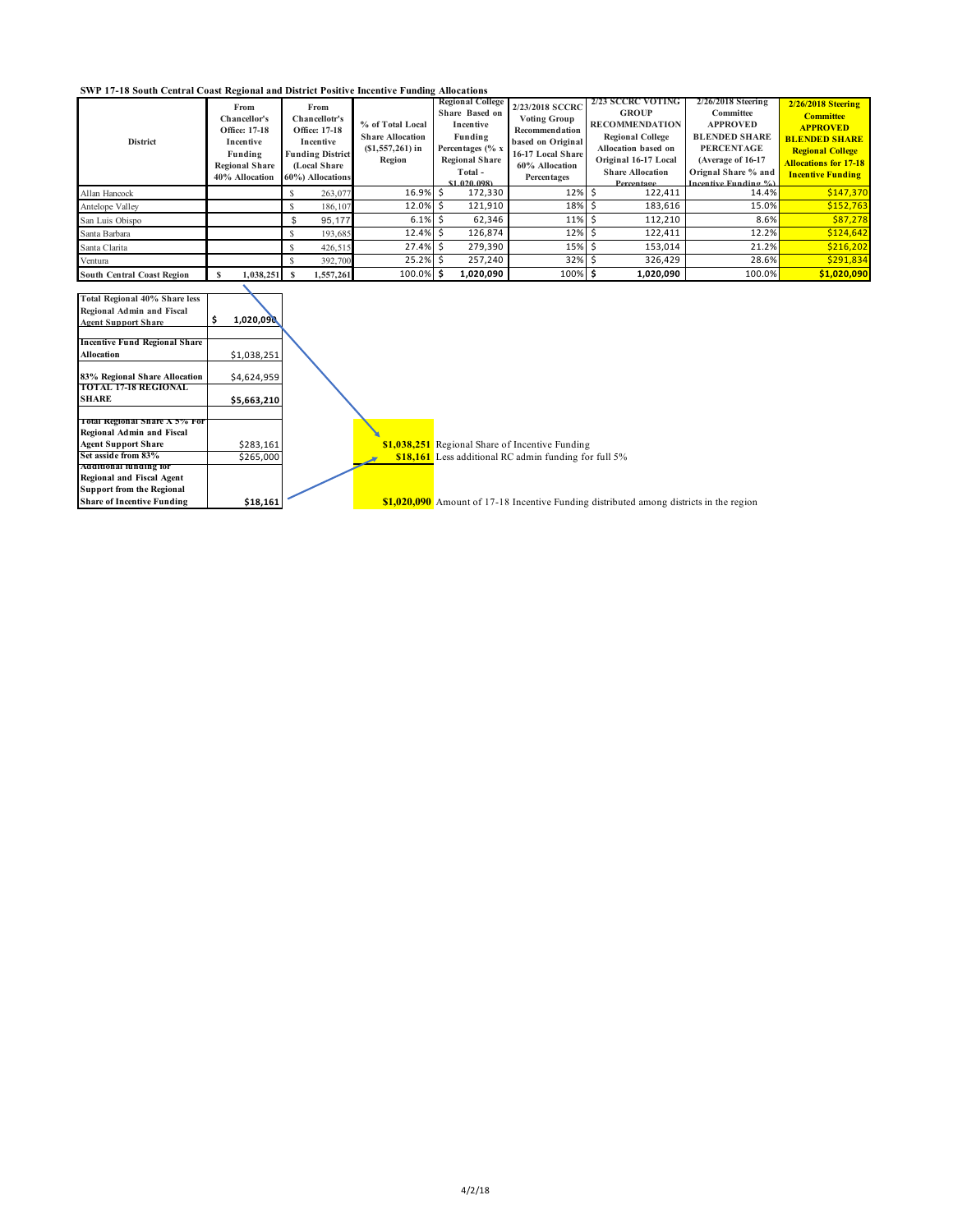**SWP 17-18 South Central Coast Regional and District Positive Incentive Funding Allocations**

| District | From Chancellor's Office: 17-18 Incentive Funding Regional Share 40% Allocation | From Chancellotr's Office: 17-18 Incentive Funding District (Local Share 60%) Allocations | % of Total Local Share Allocation ($1,557,261) in Region | Regional College Share Based on Incentive Funding Percentages (% x Regional Share Total - $1,020,098) | 2/23/2018 SCCRC Voting Group Recommendation based on Original 16-17 Local Share 60% Allocation Percentages | 2/23 SCCRC VOTING GROUP RECOMMENDATION Regional College Allocation based on Original 16-17 Local Share Allocation Percentage | 2/26/2018 Steering Committee APPROVED BLENDED SHARE PERCENTAGE (Average of 16-17 Orignal Share % and Incentive Funding %) | 2/26/2018 Steering Committee APPROVED BLENDED SHARE Regional College Allocations for 17-18 Incentive Funding |
|---|---|---|---|---|---|---|---|---|
| Allan Hancock | | $ 263,077 | 16.9% | $ 172,330 | 12% | $ 122,411 | 14.4% | $147,370 |
| Antelope Valley | | $ 186,107 | 12.0% | $ 121,910 | 18% | $ 183,616 | 15.0% | $152,763 |
| San Luis Obispo | | $ 95,177 | 6.1% | $ 62,346 | 11% | $ 112,210 | 8.6% | $87,278 |
| Santa Barbara | | $ 193,685 | 12.4% | $ 126,874 | 12% | $ 122,411 | 12.2% | $124,642 |
| Santa Clarita | | $ 426,515 | 27.4% | $ 279,390 | 15% | $ 153,014 | 21.2% | $216,202 |
| Ventura | | $ 392,700 | 25.2% | $ 257,240 | 32% | $ 326,429 | 28.6% | $291,834 |
| **South Central Coast Region** | **$ 1,038,251** | **$ 1,557,261** | 100.0% | **$ 1,020,090** | 100% | **$ 1,020,090** | 100.0% | **$1,020,090** |

| | |
|---|---|
| **Total Regional 40% Share less Regional Admin and Fiscal Agent Support Share** | **$ 1,020,090** |
| **Incentive Fund Regional Share Allocation** | $1,038,251 |
| **83% Regional Share Allocation** | $4,624,959 |
| **TOTAL 17-18 REGIONAL SHARE** | **$5,663,210** |
| **Total Regional Share X 5% For Regional Admin and Fiscal Agent Support Share** | $283,161 |
| **Set asside from 83%** | $265,000 |
| **Additional funding for Regional and Fiscal Agent Support from the Regional Share of Incentive Funding** | **$18,161** |

**$1,038,251** Regional Share of Incentive Funding

**$18,161** Less additional RC admin funding for full 5%

**$1,020,090** Amount of 17-18 Incentive Funding distributed among districts in the region

4/2/18